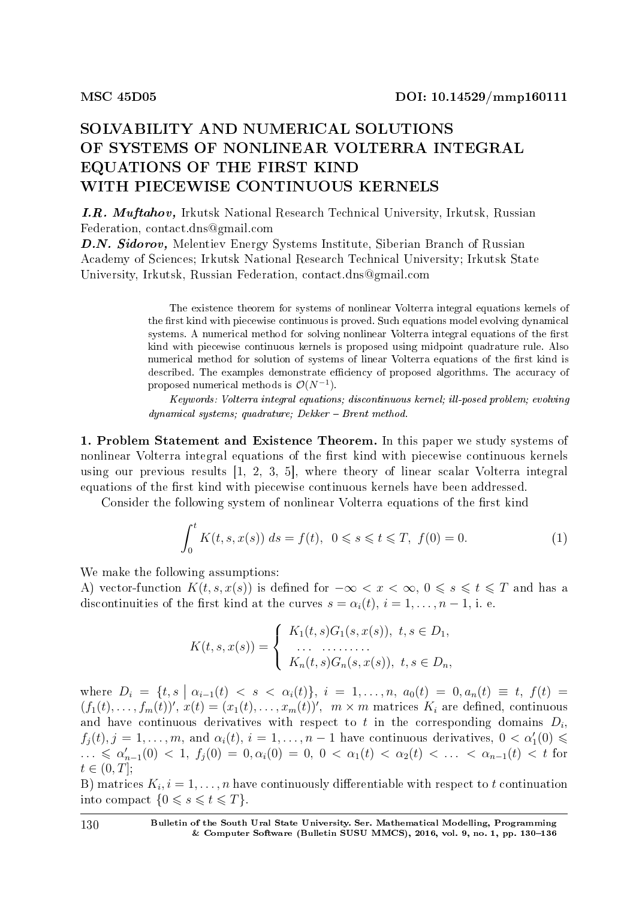MSC 45D05 DOI: 10.14529/mmp160111

# SOLVABILITY AND NUMERICAL SOLUTIONS OF SYSTEMS OF NONLINEAR VOLTERRA INTEGRAL EQUATIONS OF THE FIRST KIND WITH PIECEWISE CONTINUOUS KERNELS

***I.R. Muftahov,*** Irkutsk National Research Technical University, Irkutsk, Russian Federation, contact.dns@gmail.com

***D.N. Sidorov,*** Melentiev Energy Systems Institute, Siberian Branch of Russian Academy of Sciences; Irkutsk National Research Technical University; Irkutsk State University, Irkutsk, Russian Federation, contact.dns@gmail.com

The existence theorem for systems of nonlinear Volterra integral equations kernels of the first kind with piecewise continuous is proved. Such equations model evolving dynamical systems. A numerical method for solving nonlinear Volterra integral equations of the first kind with piecewise continuous kernels is proposed using midpoint quadrature rule. Also numerical method for solution of systems of linear Volterra equations of the first kind is described. The examples demonstrate efficiency of proposed algorithms. The accuracy of proposed numerical methods is $\mathcal{O}(N^{-1})$.

*Keywords: Volterra integral equations; discontinuous kernel; ill-posed problem; evolving dynamical systems; quadrature; Dekker – Brent method.*

**1. Problem Statement and Existence Theorem.** In this paper we study systems of nonlinear Volterra integral equations of the first kind with piecewise continuous kernels using our previous results [1, 2, 3, 5], where theory of linear scalar Volterra integral equations of the first kind with piecewise continuous kernels have been addressed.

Consider the following system of nonlinear Volterra equations of the first kind

$$\int_0^t K(t,s,x(s))\,ds = f(t), \;\; 0 \leqslant s \leqslant t \leqslant T, \;\; f(0) = 0. \tag{1}$$

We make the following assumptions:

A) vector-function $K(t,s,x(s))$ is defined for $-\infty < x < \infty$, $0 \leqslant s \leqslant t \leqslant T$ and has a discontinuities of the first kind at the curves $s = \alpha_i(t)$, $i = 1,\dots,n-1$, i. e.

$$K(t,s,x(s)) = \begin{cases} K_1(t,s)G_1(s,x(s)), \;\; t,s \in D_1, \\ \;\;\dots \;\;\dots\dots\dots \\ K_n(t,s)G_n(s,x(s)), \;\; t,s \in D_n, \end{cases}$$

where $D_i = \{t,s \mid \alpha_{i-1}(t) < s < \alpha_i(t)\}$, $i = 1,\dots,n$, $a_0(t) = 0, a_n(t) \equiv t$, $f(t) = (f_1(t),\dots,f_m(t))'$, $x(t) = (x_1(t),\dots,x_m(t))'$, $m \times m$ matrices $K_i$ are defined, continuous and have continuous derivatives with respect to $t$ in the corresponding domains $D_i$, $f_j(t), j = 1,\dots,m$, and $\alpha_i(t)$, $i = 1,\dots,n-1$ have continuous derivatives, $0 < \alpha_1'(0) \leqslant \dots \leqslant \alpha_{n-1}'(0) < 1$, $f_j(0) = 0, \alpha_i(0) = 0$, $0 < \alpha_1(t) < \alpha_2(t) < \dots < \alpha_{n-1}(t) < t$ for $t \in (0,T]$;

B) matrices $K_i, i = 1,\dots,n$ have continuously differentiable with respect to $t$ continuation into compact $\{0 \leqslant s \leqslant t \leqslant T\}$.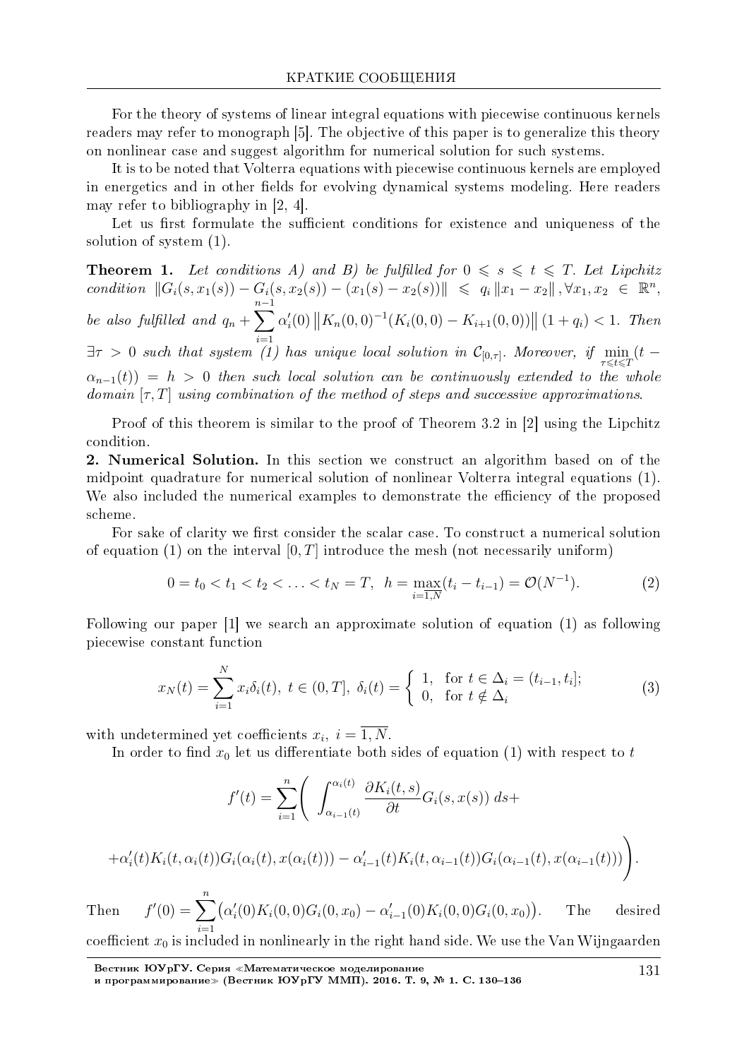For the theory of systems of linear integral equations with piecewise continuous kernels readers may refer to monograph [5]. The objective of this paper is to generalize this theory on nonlinear case and suggest algorithm for numerical solution for such systems.

It is to be noted that Volterra equations with piecewise continuous kernels are employed in energetics and in other fields for evolving dynamical systems modeling. Here readers may refer to bibliography in [2, 4].

Let us first formulate the sufficient conditions for existence and uniqueness of the solution of system (1).

**Theorem 1.** *Let conditions A) and B) be fulfilled for $0 \leqslant s \leqslant t \leqslant T$. Let Lipchitz condition $\|G_i(s, x_1(s)) - G_i(s, x_2(s)) - (x_1(s) - x_2(s))\| \leqslant q_i \|x_1 - x_2\|, \forall x_1, x_2 \in \mathbb{R}^n$, be also fulfilled and $q_n + \sum_{i=1}^{n-1} \alpha_i'(0) \left\|K_n(0,0)^{-1}(K_i(0,0) - K_{i+1}(0,0))\right\| (1 + q_i) < 1$. Then $\exists \tau > 0$ such that system (1) has unique local solution in $\mathcal{C}_{[0,\tau]}$. Moreover, if $\min_{\tau \leqslant t \leqslant T}(t - \alpha_{n-1}(t)) = h > 0$ then such local solution can be continuously extended to the whole domain $[\tau, T]$ using combination of the method of steps and successive approximations.*

Proof of this theorem is similar to the proof of Theorem 3.2 in [2] using the Lipchitz condition.

**2. Numerical Solution.** In this section we construct an algorithm based on of the midpoint quadrature for numerical solution of nonlinear Volterra integral equations (1). We also included the numerical examples to demonstrate the efficiency of the proposed scheme.

For sake of clarity we first consider the scalar case. To construct a numerical solution of equation (1) on the interval $[0, T]$ introduce the mesh (not necessarily uniform)

$$0 = t_0 < t_1 < t_2 < \ldots < t_N = T, \;\; h = \max_{i=\overline{1,N}}(t_i - t_{i-1}) = \mathcal{O}(N^{-1}). \tag{2}$$

Following our paper [1] we search an approximate solution of equation (1) as following piecewise constant function

$$x_N(t) = \sum_{i=1}^{N} x_i \delta_i(t), \; t \in (0, T], \; \delta_i(t) = \begin{cases} 1, & \text{for } t \in \Delta_i = (t_{i-1}, t_i]; \\ 0, & \text{for } t \notin \Delta_i \end{cases} \tag{3}$$

with undetermined yet coefficients $x_i, \; i = \overline{1, N}$.

In order to find $x_0$ let us differentiate both sides of equation (1) with respect to $t$

$$f'(t) = \sum_{i=1}^{n} \Bigg( \int_{\alpha_{i-1}(t)}^{\alpha_i(t)} \frac{\partial K_i(t,s)}{\partial t} G_i(s, x(s))\, ds +$$

$$+ \alpha_i'(t) K_i(t, \alpha_i(t)) G_i(\alpha_i(t), x(\alpha_i(t))) - \alpha_{i-1}'(t) K_i(t, \alpha_{i-1}(t)) G_i(\alpha_{i-1}(t), x(\alpha_{i-1}(t))) \Bigg).$$

Then $\quad f'(0) = \sum_{i=1}^{n} \big( \alpha_i'(0) K_i(0,0) G_i(0, x_0) - \alpha_{i-1}'(0) K_i(0,0) G_i(0, x_0) \big). \quad$ The desired coefficient $x_0$ is included in nonlinearly in the right hand side. We use the Van Wijngaarden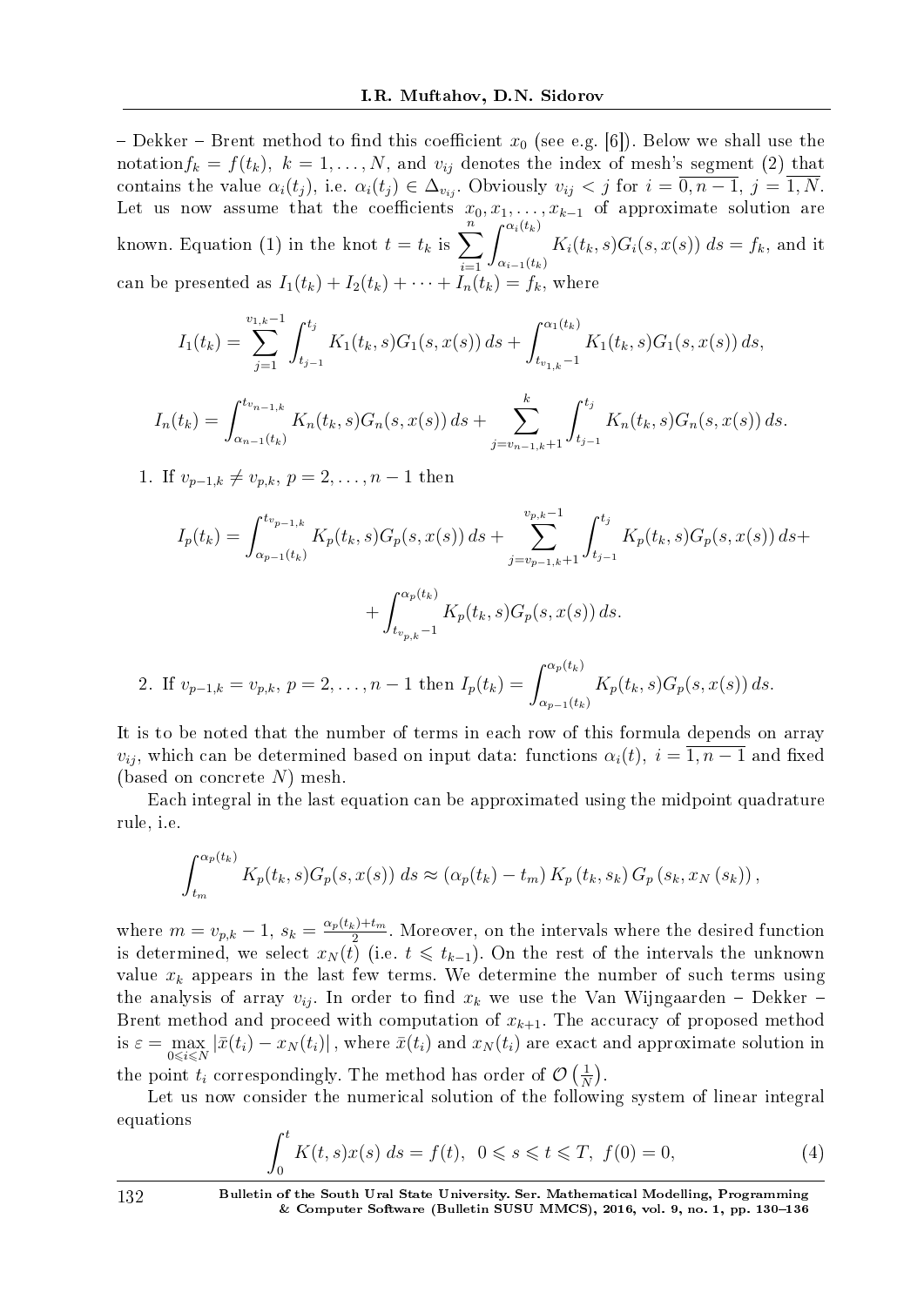– Dekker – Brent method to find this coefficient $x_0$ (see e.g. [6]). Below we shall use the notation$f_k = f(t_k)$, $k = 1, \dots, N$, and $v_{ij}$ denotes the index of mesh's segment (2) that contains the value $\alpha_i(t_j)$, i.e. $\alpha_i(t_j) \in \Delta_{v_{ij}}$. Obviously $v_{ij} < j$ for $i = \overline{0, n-1}$, $j = \overline{1, N}$. Let us now assume that the coefficients $x_0, x_1, \dots, x_{k-1}$ of approximate solution are known. Equation (1) in the knot $t = t_k$ is $\sum\limits_{i=1}^{n} \int\limits_{\alpha_{i-1}(t_k)}^{\alpha_i(t_k)} K_i(t_k, s) G_i(s, x(s))\, ds = f_k$, and it can be presented as $I_1(t_k) + I_2(t_k) + \dots + I_n(t_k) = f_k$, where

$$I_1(t_k) = \sum_{j=1}^{v_{1,k}-1} \int_{t_{j-1}}^{t_j} K_1(t_k, s) G_1(s, x(s))\, ds + \int_{t_{v_{1,k}}-1}^{\alpha_1(t_k)} K_1(t_k, s) G_1(s, x(s))\, ds,$$

$$I_n(t_k) = \int_{\alpha_{n-1}(t_k)}^{t_{v_{n-1,k}}} K_n(t_k, s) G_n(s, x(s))\, ds + \sum_{j=v_{n-1,k}+1}^{k} \int_{t_{j-1}}^{t_j} K_n(t_k, s) G_n(s, x(s))\, ds.$$

1. If $v_{p-1,k} \neq v_{p,k}$, $p = 2, \dots, n-1$ then

$$I_p(t_k) = \int_{\alpha_{p-1}(t_k)}^{t_{v_{p-1,k}}} K_p(t_k, s) G_p(s, x(s))\, ds + \sum_{j=v_{p-1,k}+1}^{v_{p,k}-1} \int_{t_{j-1}}^{t_j} K_p(t_k, s) G_p(s, x(s))\, ds +$$

$$+ \int_{t_{v_{p,k}}-1}^{\alpha_p(t_k)} K_p(t_k, s) G_p(s, x(s))\, ds.$$

2. If $v_{p-1,k} = v_{p,k}$, $p = 2, \dots, n-1$ then $I_p(t_k) = \int\limits_{\alpha_{p-1}(t_k)}^{\alpha_p(t_k)} K_p(t_k, s) G_p(s, x(s))\, ds$.

It is to be noted that the number of terms in each row of this formula depends on array $v_{ij}$, which can be determined based on input data: functions $\alpha_i(t)$, $i = \overline{1, n-1}$ and fixed (based on concrete $N$) mesh.

Each integral in the last equation can be approximated using the midpoint quadrature rule, i.e.

$$\int_{t_m}^{\alpha_p(t_k)} K_p(t_k, s) G_p(s, x(s))\, ds \approx (\alpha_p(t_k) - t_m)\, K_p(t_k, s_k)\, G_p(s_k, x_N(s_k)),$$

where $m = v_{p,k} - 1$, $s_k = \frac{\alpha_p(t_k) + t_m}{2}$. Moreover, on the intervals where the desired function is determined, we select $x_N(t)$ (i.e. $t \leqslant t_{k-1}$). On the rest of the intervals the unknown value $x_k$ appears in the last few terms. We determine the number of such terms using the analysis of array $v_{ij}$. In order to find $x_k$ we use the Van Wijngaarden – Dekker – Brent method and proceed with computation of $x_{k+1}$. The accuracy of proposed method is $\varepsilon = \max\limits_{0 \leqslant i \leqslant N} |\bar{x}(t_i) - x_N(t_i)|$, where $\bar{x}(t_i)$ and $x_N(t_i)$ are exact and approximate solution in the point $t_i$ correspondingly. The method has order of $\mathcal{O}\left(\frac{1}{N}\right)$.

Let us now consider the numerical solution of the following system of linear integral equations

$$\int_0^t K(t, s) x(s)\, ds = f(t), \quad 0 \leqslant s \leqslant t \leqslant T, \; f(0) = 0, \tag{4}$$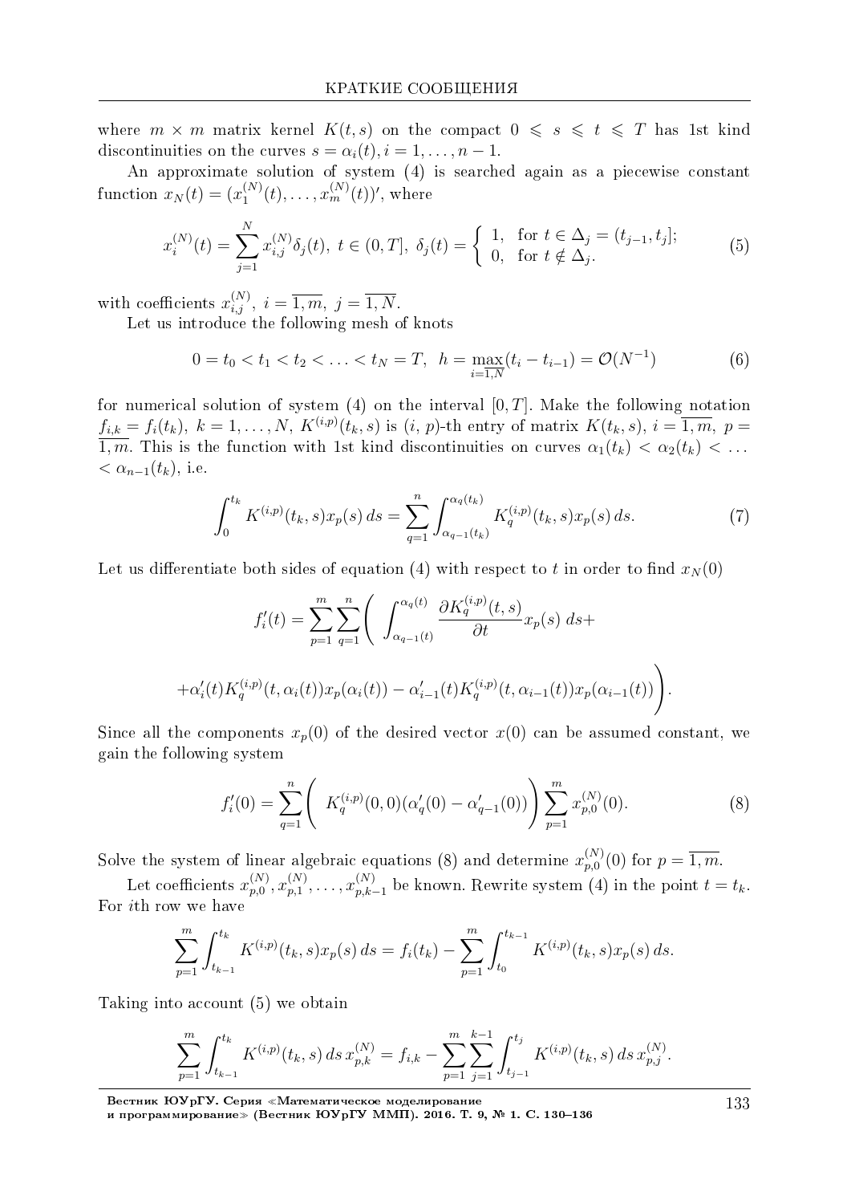where $m \times m$ matrix kernel $K(t,s)$ on the compact $0 \leqslant s \leqslant t \leqslant T$ has 1st kind discontinuities on the curves $s = \alpha_i(t), i = 1, \ldots, n-1$.

An approximate solution of system (4) is searched again as a piecewise constant function $x_N(t) = (x_1^{(N)}(t), \ldots, x_m^{(N)}(t))'$, where

$$x_i^{(N)}(t) = \sum_{j=1}^{N} x_{i,j}^{(N)} \delta_j(t), \ t \in (0,T], \ \delta_j(t) = \begin{cases} 1, & \text{for } t \in \Delta_j = (t_{j-1}, t_j]; \\ 0, & \text{for } t \notin \Delta_j. \end{cases} \tag{5}$$

with coefficients $x_{i,j}^{(N)}, \ i = \overline{1,m}, \ j = \overline{1,N}$.

Let us introduce the following mesh of knots

$$0 = t_0 < t_1 < t_2 < \ldots < t_N = T, \ \ h = \max_{i=\overline{1,N}} (t_i - t_{i-1}) = \mathcal{O}(N^{-1}) \tag{6}$$

for numerical solution of system (4) on the interval $[0,T]$. Make the following notation $f_{i,k} = f_i(t_k), \ k = 1, \ldots, N, \ K^{(i,p)}(t_k, s)$ is $(i, p)$-th entry of matrix $K(t_k, s), \ i = \overline{1,m}, \ p = \overline{1,m}$. This is the function with 1st kind discontinuities on curves $\alpha_1(t_k) < \alpha_2(t_k) < \ldots < \alpha_{n-1}(t_k)$, i.e.

$$\int_0^{t_k} K^{(i,p)}(t_k, s) x_p(s)\, ds = \sum_{q=1}^{n} \int_{\alpha_{q-1}(t_k)}^{\alpha_q(t_k)} K_q^{(i,p)}(t_k, s) x_p(s)\, ds. \tag{7}$$

Let us differentiate both sides of equation (4) with respect to $t$ in order to find $x_N(0)$

$$f_i'(t) = \sum_{p=1}^{m} \sum_{q=1}^{n} \Bigg( \int_{\alpha_{q-1}(t)}^{\alpha_q(t)} \frac{\partial K_q^{(i,p)}(t,s)}{\partial t} x_p(s)\, ds +$$

$$+ \alpha_i'(t) K_q^{(i,p)}(t, \alpha_i(t)) x_p(\alpha_i(t)) - \alpha_{i-1}'(t) K_q^{(i,p)}(t, \alpha_{i-1}(t)) x_p(\alpha_{i-1}(t)) \Bigg).$$

Since all the components $x_p(0)$ of the desired vector $x(0)$ can be assumed constant, we gain the following system

$$f_i'(0) = \sum_{q=1}^{n} \Bigg( K_q^{(i,p)}(0,0)(\alpha_q'(0) - \alpha_{q-1}'(0)) \Bigg) \sum_{p=1}^{m} x_{p,0}^{(N)}(0). \tag{8}$$

Solve the system of linear algebraic equations (8) and determine $x_{p,0}^{(N)}(0)$ for $p = \overline{1,m}$.

Let coefficients $x_{p,0}^{(N)}, x_{p,1}^{(N)}, \ldots, x_{p,k-1}^{(N)}$ be known. Rewrite system (4) in the point $t = t_k$. For $i$th row we have

$$\sum_{p=1}^{m} \int_{t_{k-1}}^{t_k} K^{(i,p)}(t_k, s) x_p(s)\, ds = f_i(t_k) - \sum_{p=1}^{m} \int_{t_0}^{t_{k-1}} K^{(i,p)}(t_k, s) x_p(s)\, ds.$$

Taking into account (5) we obtain

$$\sum_{p=1}^{m} \int_{t_{k-1}}^{t_k} K^{(i,p)}(t_k, s)\, ds\, x_{p,k}^{(N)} = f_{i,k} - \sum_{p=1}^{m} \sum_{j=1}^{k-1} \int_{t_{j-1}}^{t_j} K^{(i,p)}(t_k, s)\, ds\, x_{p,j}^{(N)}.$$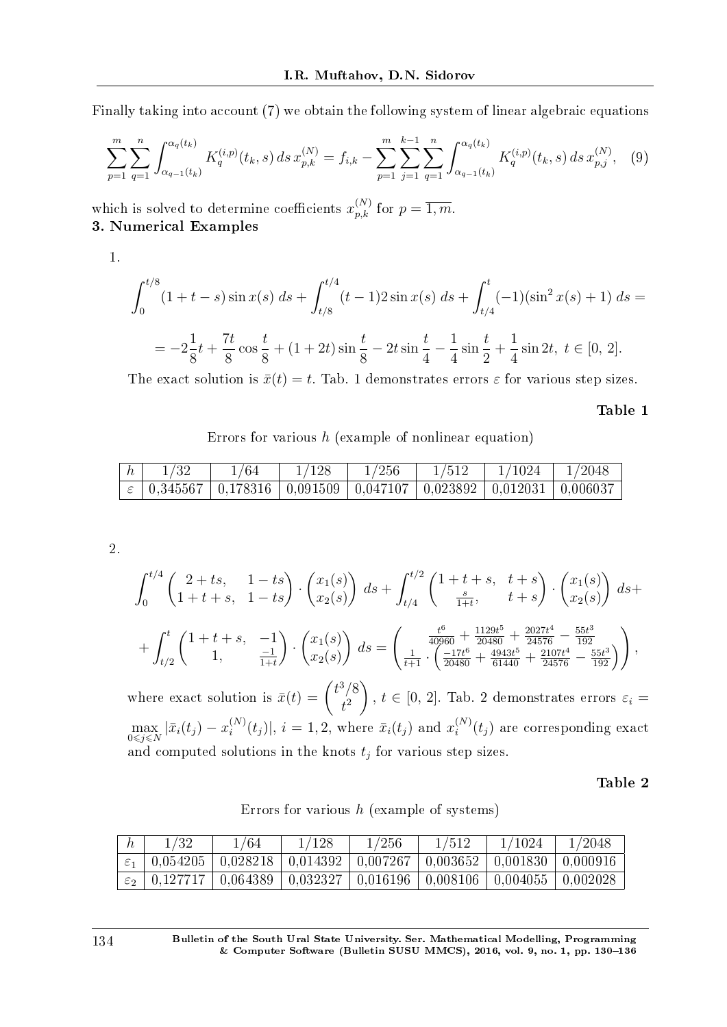Finally taking into account (7) we obtain the following system of linear algebraic equations

$$\sum_{p=1}^{m}\sum_{q=1}^{n}\int_{\alpha_{q-1}(t_k)}^{\alpha_q(t_k)} K_q^{(i,p)}(t_k,s)\,ds\,x_{p,k}^{(N)} = f_{i,k} - \sum_{p=1}^{m}\sum_{j=1}^{k-1}\sum_{q=1}^{n}\int_{\alpha_{q-1}(t_k)}^{\alpha_q(t_k)} K_q^{(i,p)}(t_k,s)\,ds\,x_{p,j}^{(N)}, \quad (9)$$

which is solved to determine coefficients $x_{p,k}^{(N)}$ for $p=\overline{1,m}$.

### 3. Numerical Examples

1.

$$\int_0^{t/8}(1+t-s)\sin x(s)\,ds + \int_{t/8}^{t/4}(t-1)2\sin x(s)\,ds + \int_{t/4}^{t}(-1)(\sin^2 x(s)+1)\,ds =$$

$$= -2\frac{1}{8}t + \frac{7t}{8}\cos\frac{t}{8} + (1+2t)\sin\frac{t}{8} - 2t\sin\frac{t}{4} - \frac{1}{4}\sin\frac{t}{2} + \frac{1}{4}\sin 2t,\ t\in[0,\,2].$$

The exact solution is $\bar{x}(t)=t$. Tab. 1 demonstrates errors $\varepsilon$ for various step sizes.

**Table 1**

Errors for various $h$ (example of nonlinear equation)

| $h$ | 1/32 | 1/64 | 1/128 | 1/256 | 1/512 | 1/1024 | 1/2048 |
|---|---|---|---|---|---|---|---|
| $\varepsilon$ | 0,345567 | 0,178316 | 0,091509 | 0,047107 | 0,023892 | 0,012031 | 0,006037 |

2.

$$\int_0^{t/4}\begin{pmatrix}2+ts, & 1-ts\\ 1+t+s, & 1-ts\end{pmatrix}\cdot\begin{pmatrix}x_1(s)\\ x_2(s)\end{pmatrix}\,ds + \int_{t/4}^{t/2}\begin{pmatrix}1+t+s, & t+s\\ \frac{s}{1+t}, & t+s\end{pmatrix}\cdot\begin{pmatrix}x_1(s)\\ x_2(s)\end{pmatrix}\,ds +$$

$$+\int_{t/2}^{t}\begin{pmatrix}1+t+s, & -1\\ 1, & \frac{-1}{1+t}\end{pmatrix}\cdot\begin{pmatrix}x_1(s)\\ x_2(s)\end{pmatrix}\,ds = \begin{pmatrix}\frac{t^6}{40960}+\frac{1129t^5}{20480}+\frac{2027t^4}{24576}-\frac{55t^3}{192}\\ \frac{1}{t+1}\cdot\left(\frac{-17t^6}{20480}+\frac{4943t^5}{61440}+\frac{2107t^4}{24576}-\frac{55t^3}{192}\right)\end{pmatrix},$$

where exact solution is $\bar{x}(t)=\begin{pmatrix}t^3/8\\ t^2\end{pmatrix}$, $t\in[0,\,2]$. Tab. 2 demonstrates errors $\varepsilon_i = \max\limits_{0\leqslant j\leqslant N}|\bar{x}_i(t_j)-x_i^{(N)}(t_j)|$, $i=1,2$, where $\bar{x}_i(t_j)$ and $x_i^{(N)}(t_j)$ are corresponding exact and computed solutions in the knots $t_j$ for various step sizes.

**Table 2**

Errors for various $h$ (example of systems)

| $h$ | 1/32 | 1/64 | 1/128 | 1/256 | 1/512 | 1/1024 | 1/2048 |
|---|---|---|---|---|---|---|---|
| $\varepsilon_1$ | 0,054205 | 0,028218 | 0,014392 | 0,007267 | 0,003652 | 0,001830 | 0,000916 |
| $\varepsilon_2$ | 0,127717 | 0,064389 | 0,032327 | 0,016196 | 0,008106 | 0,004055 | 0,002028 |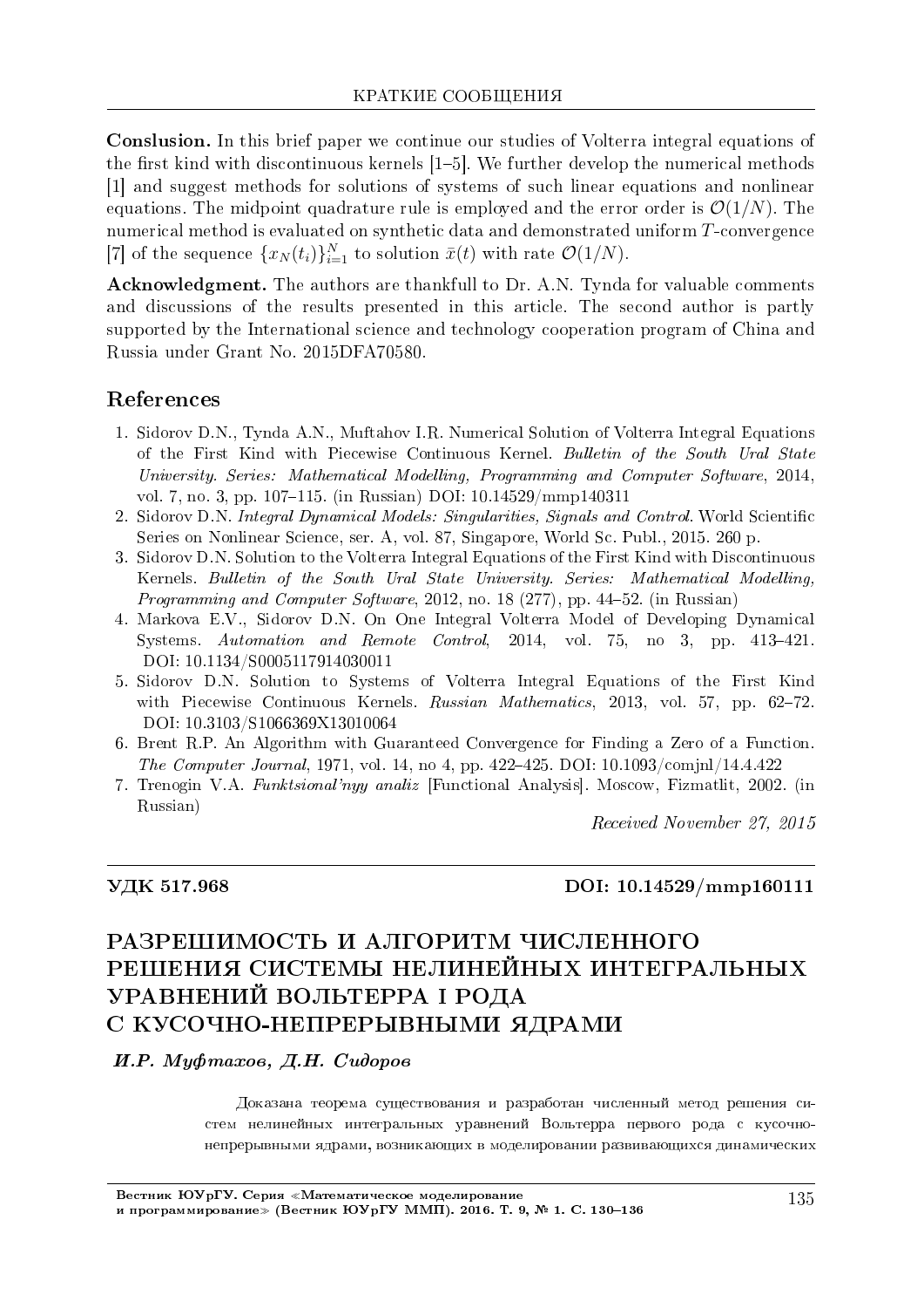**Conslusion.** In this brief paper we continue our studies of Volterra integral equations of the first kind with discontinuous kernels [1–5]. We further develop the numerical methods [1] and suggest methods for solutions of systems of such linear equations and nonlinear equations. The midpoint quadrature rule is employed and the error order is $\mathcal{O}(1/N)$. The numerical method is evaluated on synthetic data and demonstrated uniform $T$-convergence [7] of the sequence $\{x_N(t_i)\}_{i=1}^N$ to solution $\bar{x}(t)$ with rate $\mathcal{O}(1/N)$.

**Acknowledgment.** The authors are thankfull to Dr. A.N. Tynda for valuable comments and discussions of the results presented in this article. The second author is partly supported by the International science and technology cooperation program of China and Russia under Grant No. 2015DFA70580.

## References

1. Sidorov D.N., Tynda A.N., Muftahov I.R. Numerical Solution of Volterra Integral Equations of the First Kind with Piecewise Continuous Kernel. *Bulletin of the South Ural State University. Series: Mathematical Modelling, Programming and Computer Software*, 2014, vol. 7, no. 3, pp. 107–115. (in Russian) DOI: 10.14529/mmp140311
2. Sidorov D.N. *Integral Dynamical Models: Singularities, Signals and Control*. World Scientific Series on Nonlinear Science, ser. A, vol. 87, Singapore, World Sc. Publ., 2015. 260 p.
3. Sidorov D.N. Solution to the Volterra Integral Equations of the First Kind with Discontinuous Kernels. *Bulletin of the South Ural State University. Series: Mathematical Modelling, Programming and Computer Software*, 2012, no. 18 (277), pp. 44–52. (in Russian)
4. Markova E.V., Sidorov D.N. On One Integral Volterra Model of Developing Dynamical Systems. *Automation and Remote Control*, 2014, vol. 75, no 3, pp. 413–421. DOI: 10.1134/S0005117914030011
5. Sidorov D.N. Solution to Systems of Volterra Integral Equations of the First Kind with Piecewise Continuous Kernels. *Russian Mathematics*, 2013, vol. 57, pp. 62–72. DOI: 10.3103/S1066369X13010064
6. Brent R.P. An Algorithm with Guaranteed Convergence for Finding a Zero of a Function. *The Computer Journal*, 1971, vol. 14, no 4, pp. 422–425. DOI: 10.1093/comjnl/14.4.422
7. Trenogin V.A. *Funktsional'nyy analiz* [Functional Analysis]. Moscow, Fizmatlit, 2002. (in Russian)

*Received November 27, 2015*

---

**УДК 517.968** **DOI: 10.14529/mmp160111**

# РАЗРЕШИМОСТЬ И АЛГОРИТМ ЧИСЛЕННОГО РЕШЕНИЯ СИСТЕМЫ НЕЛИНЕЙНЫХ ИНТЕГРАЛЬНЫХ УРАВНЕНИЙ ВОЛЬТЕРРА I РОДА С КУСОЧНО-НЕПРЕРЫВНЫМИ ЯДРАМИ

***И.Р. Муфтахов, Д.Н. Сидоров***

Доказана теорема существования и разработан численный метод решения систем нелинейных интегральных уравнений Вольтерра первого рода с кусочно-непрерывными ядрами, возникающих в моделировании развивающихся динамических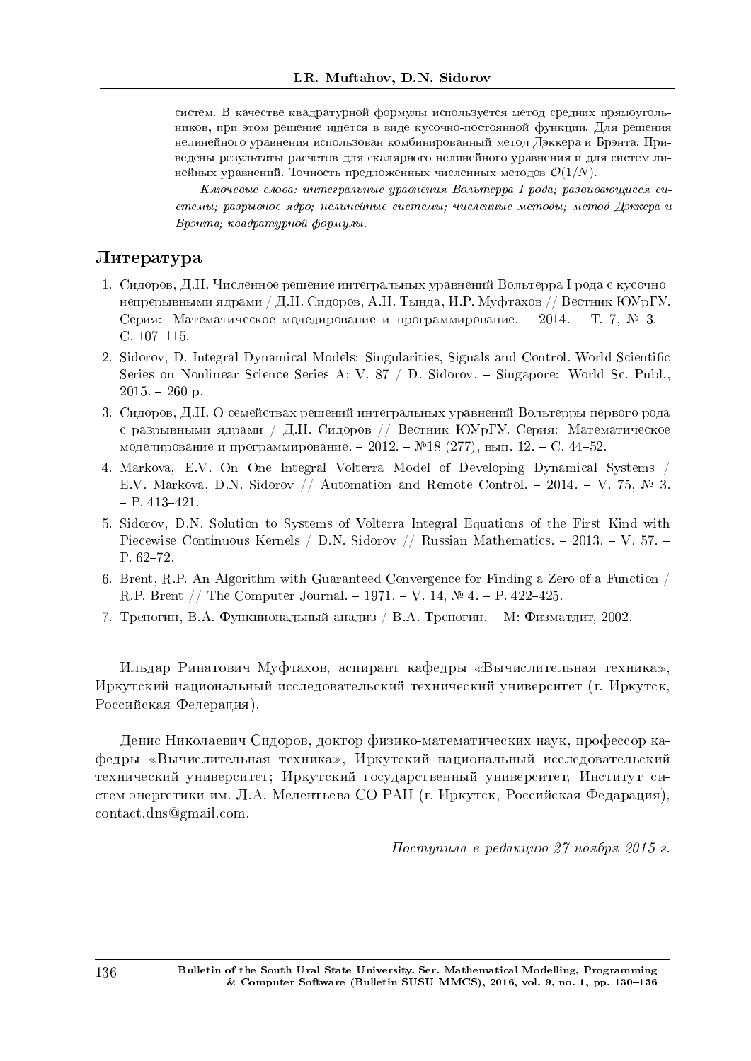систем. В качестве квадратурной формулы используется метод средних прямоугольников, при этом решение ищется в виде кусочно-постоянной функции. Для решения нелинейного уравнения использован комбинированный метод Дэккера и Брэнта. Приведены результаты расчетов для скалярного нелинейного уравнения и для систем линейных уравнений. Точность предложенных численных методов $\mathcal{O}(1/N)$.

*Ключевые слова: интегральные уравнения Вольтерра I рода; развивающиеся системы; разрывное ядро; нелинейные системы; численные методы; метод Дэккера и Брэнта; квадратурной формулы.*

## Литература

1. Сидоров, Д.Н. Численное решение интегральных уравнений Вольтерра I рода с кусочно-непрерывными ядрами / Д.Н. Сидоров, А.Н. Тында, И.Р. Муфтахов // Вестник ЮУрГУ. Серия: Математическое моделирование и программирование. – 2014. – Т. 7, № 3. – С. 107–115.
2. Sidorov, D. Integral Dynamical Models: Singularities, Signals and Control. World Scientific Series on Nonlinear Science Series A: V. 87 / D. Sidorov. – Singapore: World Sc. Publ., 2015. – 260 p.
3. Сидоров, Д.Н. О семействах решений интегральных уравнений Вольтерры первого рода с разрывными ядрами / Д.Н. Сидоров // Вестник ЮУрГУ. Серия: Математическое моделирование и программирование. – 2012. – №18 (277), вып. 12. – С. 44–52.
4. Markova, E.V. On One Integral Volterra Model of Developing Dynamical Systems / E.V. Markova, D.N. Sidorov // Automation and Remote Control. – 2014. – V. 75, № 3. – P. 413–421.
5. Sidorov, D.N. Solution to Systems of Volterra Integral Equations of the First Kind with Piecewise Continuous Kernels / D.N. Sidorov // Russian Mathematics. – 2013. – V. 57. – P. 62–72.
6. Brent, R.P. An Algorithm with Guaranteed Convergence for Finding a Zero of a Function / R.P. Brent // The Computer Journal. – 1971. – V. 14, № 4. – P. 422–425.
7. Треногин, В.А. Функциональный анализ / В.А. Треногин. – М: Физматлит, 2002.

Ильдар Ринатович Муфтахов, аспирант кафедры «Вычислительная техника», Иркутский национальный исследовательский технический университет (г. Иркутск, Российская Федерация).

Денис Николаевич Сидоров, доктор физико-математических наук, профессор кафедры «Вычислительная техника», Иркутский национальный исследовательский технический университет; Иркутский государственный университет, Институт систем энергетики им. Л.А. Мелентьева СО РАН (г. Иркутск, Российская Федерация), contact.dns@gmail.com.

*Поступила в редакцию 27 ноября 2015 г.*